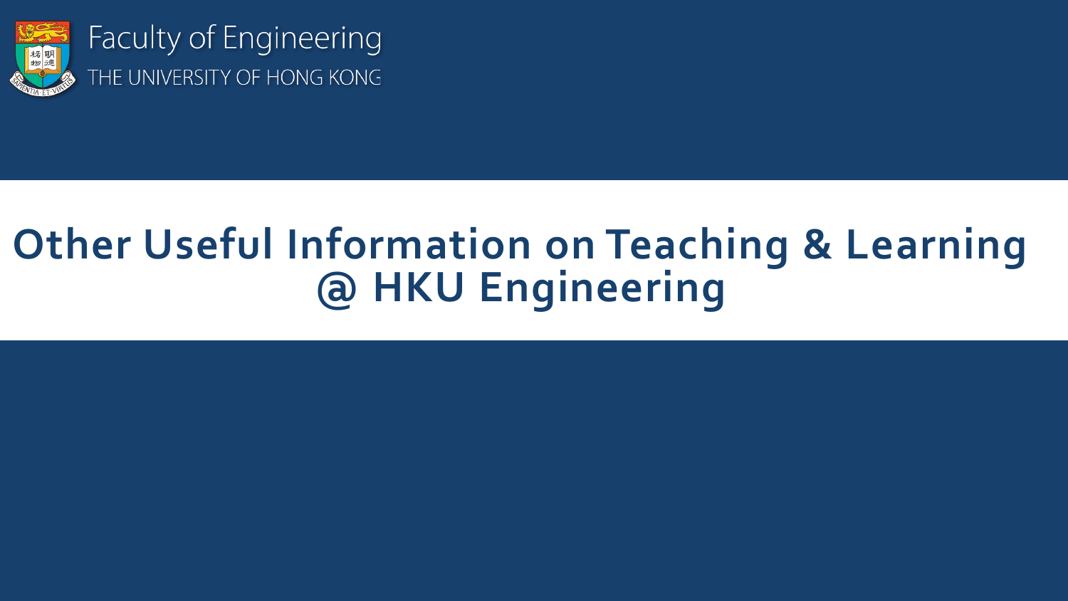Faculty of Engineering
THE UNIVERSITY OF HONG KONG

# Other Useful Information on Teaching & Learning @ HKU Engineering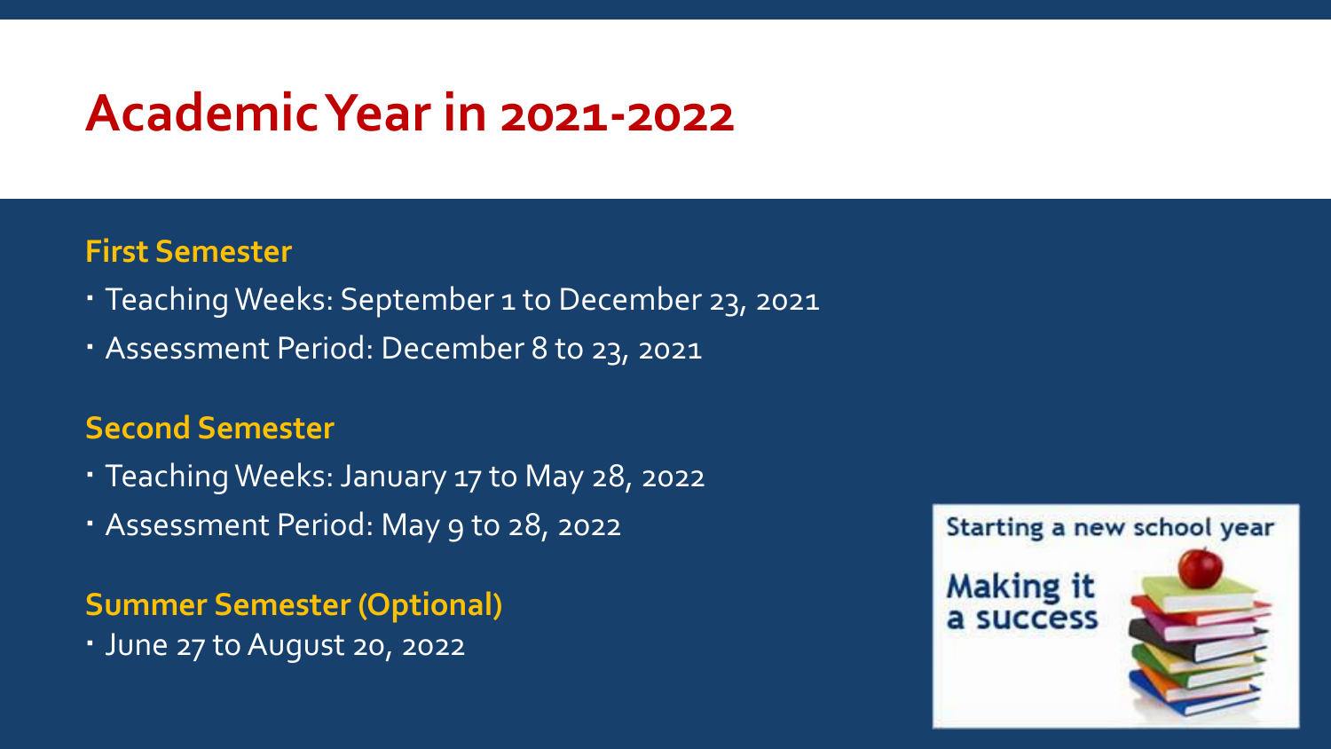# Academic Year in 2021-2022

### First Semester

- Teaching Weeks: September 1 to December 23, 2021
- Assessment Period: December 8 to 23, 2021

### Second Semester

- Teaching Weeks: January 17 to May 28, 2022
- Assessment Period: May 9 to 28, 2022

### Summer Semester (Optional)

- June 27 to August 20, 2022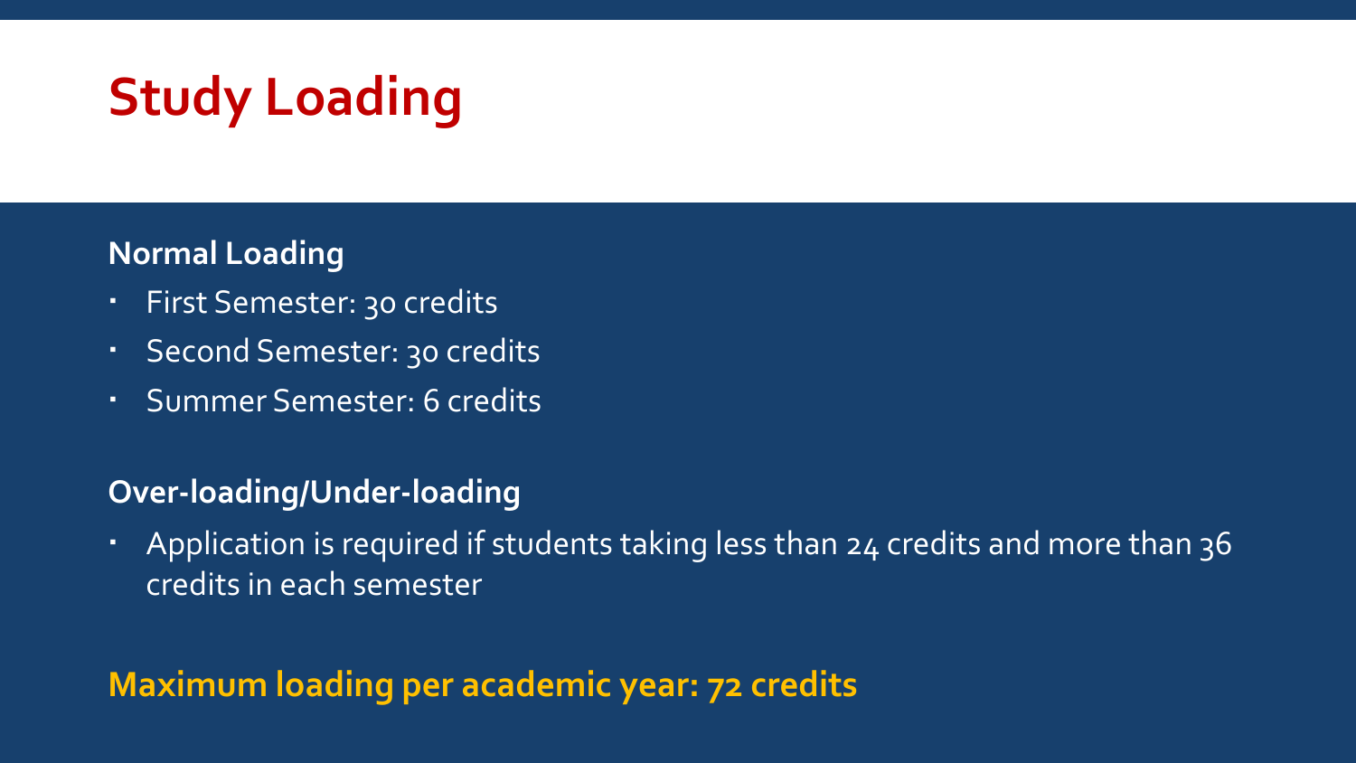# Study Loading

**Normal Loading**

- First Semester: 30 credits
- Second Semester: 30 credits
- Summer Semester: 6 credits

**Over-loading/Under-loading**

- Application is required if students taking less than 24 credits and more than 36 credits in each semester

**Maximum loading per academic year: 72 credits**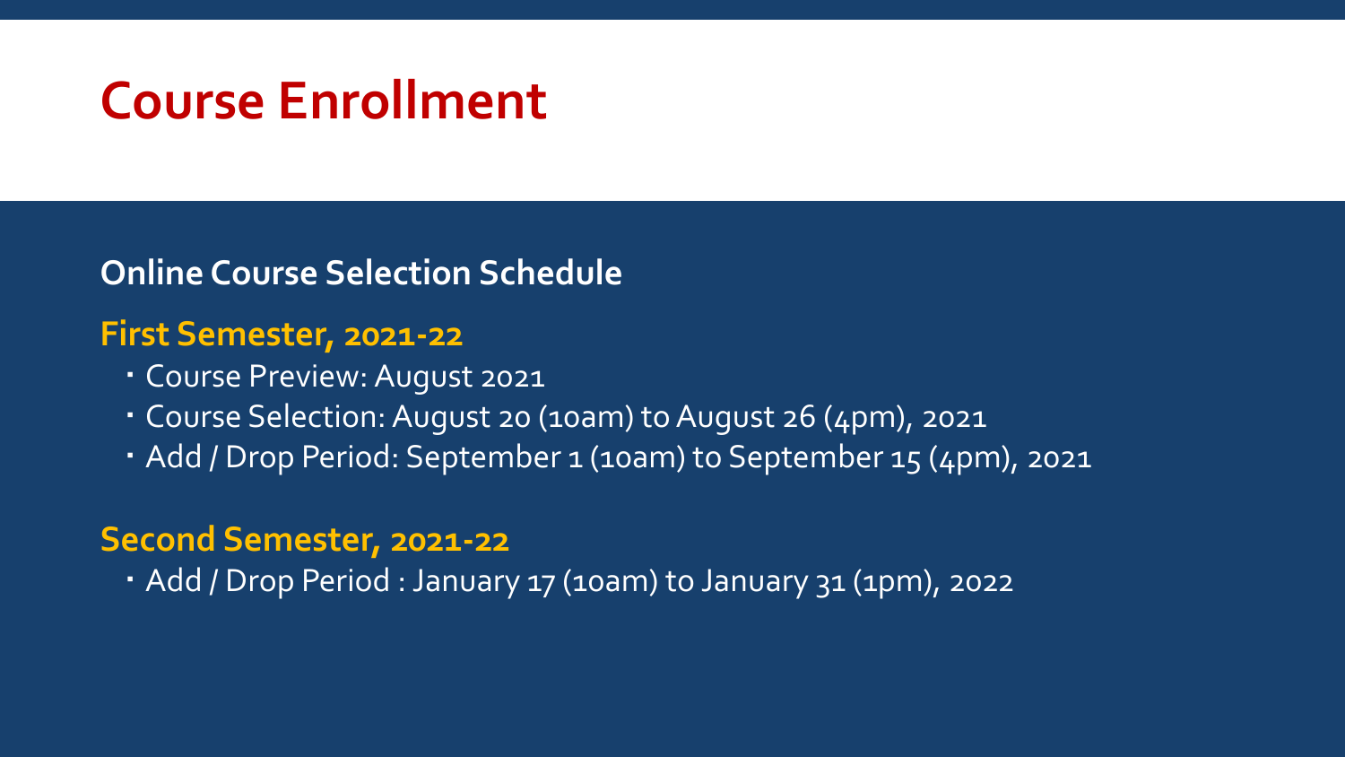# Course Enrollment

## Online Course Selection Schedule

### First Semester, 2021-22

- Course Preview: August 2021
- Course Selection: August 20 (10am) to August 26 (4pm), 2021
- Add / Drop Period: September 1 (10am) to September 15 (4pm), 2021

### Second Semester, 2021-22

- Add / Drop Period : January 17 (10am) to January 31 (1pm), 2022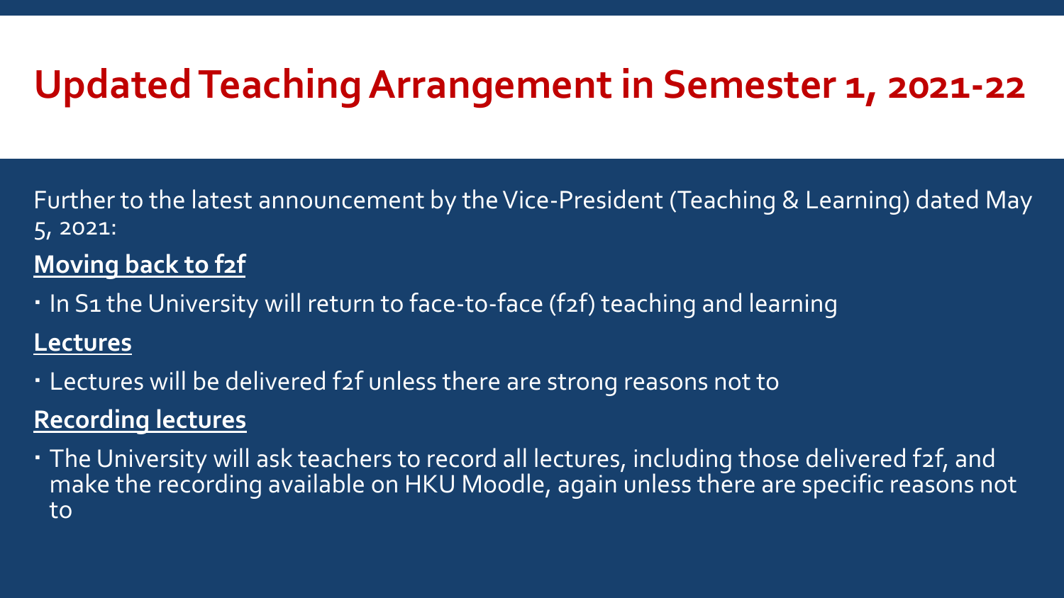# Updated Teaching Arrangement in Semester 1, 2021-22

Further to the latest announcement by the Vice-President (Teaching & Learning) dated May 5, 2021:

**Moving back to f2f**

- In S1 the University will return to face-to-face (f2f) teaching and learning

**Lectures**

- Lectures will be delivered f2f unless there are strong reasons not to

**Recording lectures**

- The University will ask teachers to record all lectures, including those delivered f2f, and make the recording available on HKU Moodle, again unless there are specific reasons not to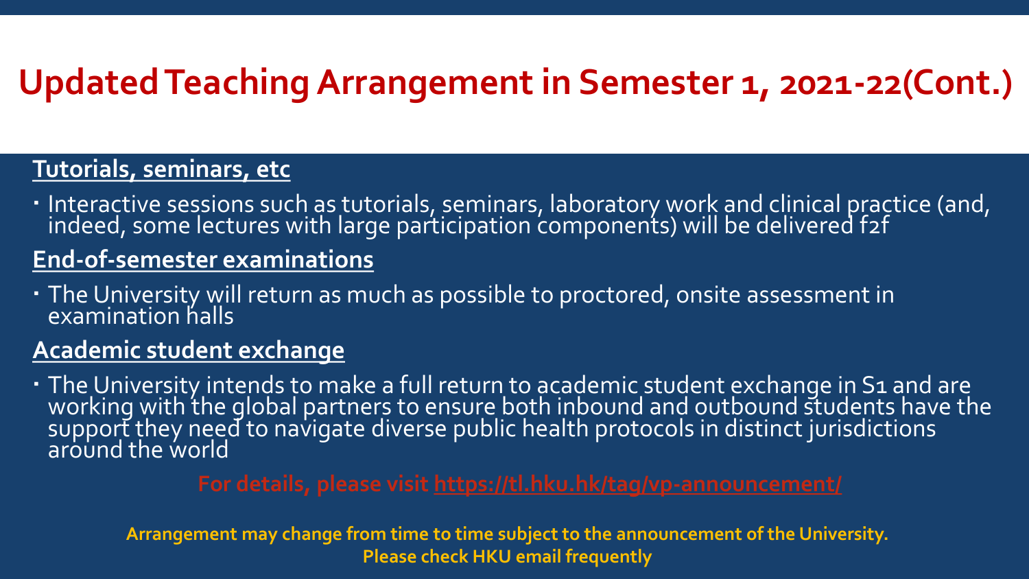# Updated Teaching Arrangement in Semester 1, 2021-22(Cont.)

**Tutorials, seminars, etc**

- Interactive sessions such as tutorials, seminars, laboratory work and clinical practice (and, indeed, some lectures with large participation components) will be delivered f2f

**End-of-semester examinations**

- The University will return as much as possible to proctored, onsite assessment in examination halls

**Academic student exchange**

- The University intends to make a full return to academic student exchange in S1 and are working with the global partners to ensure both inbound and outbound students have the support they need to navigate diverse public health protocols in distinct jurisdictions around the world

**For details, please visit https://tl.hku.hk/tag/vp-announcement/**

**Arrangement may change from time to time subject to the announcement of the University.**
**Please check HKU email frequently**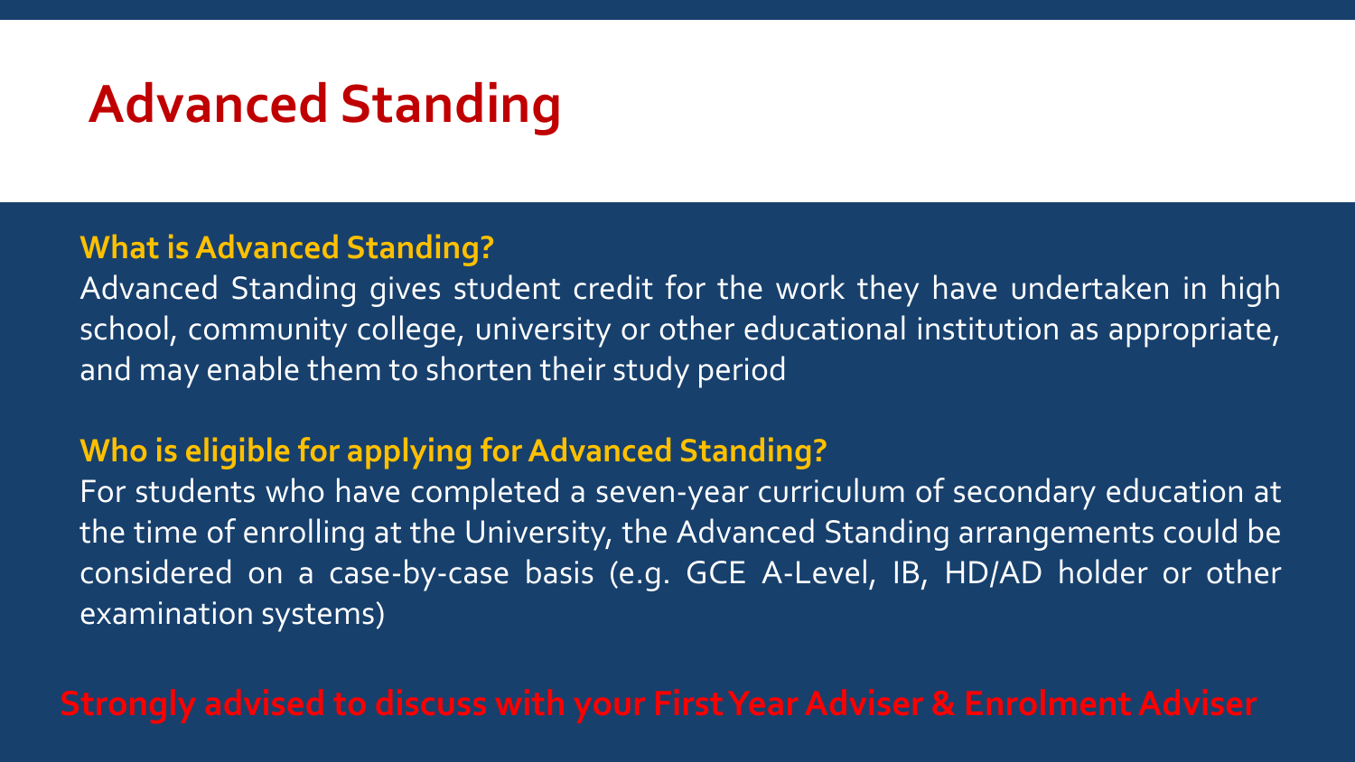# Advanced Standing

**What is Advanced Standing?**

Advanced Standing gives student credit for the work they have undertaken in high school, community college, university or other educational institution as appropriate, and may enable them to shorten their study period

**Who is eligible for applying for Advanced Standing?**

For students who have completed a seven-year curriculum of secondary education at the time of enrolling at the University, the Advanced Standing arrangements could be considered on a case-by-case basis (e.g. GCE A-Level, IB, HD/AD holder or other examination systems)

**Strongly advised to discuss with your First Year Adviser & Enrolment Adviser**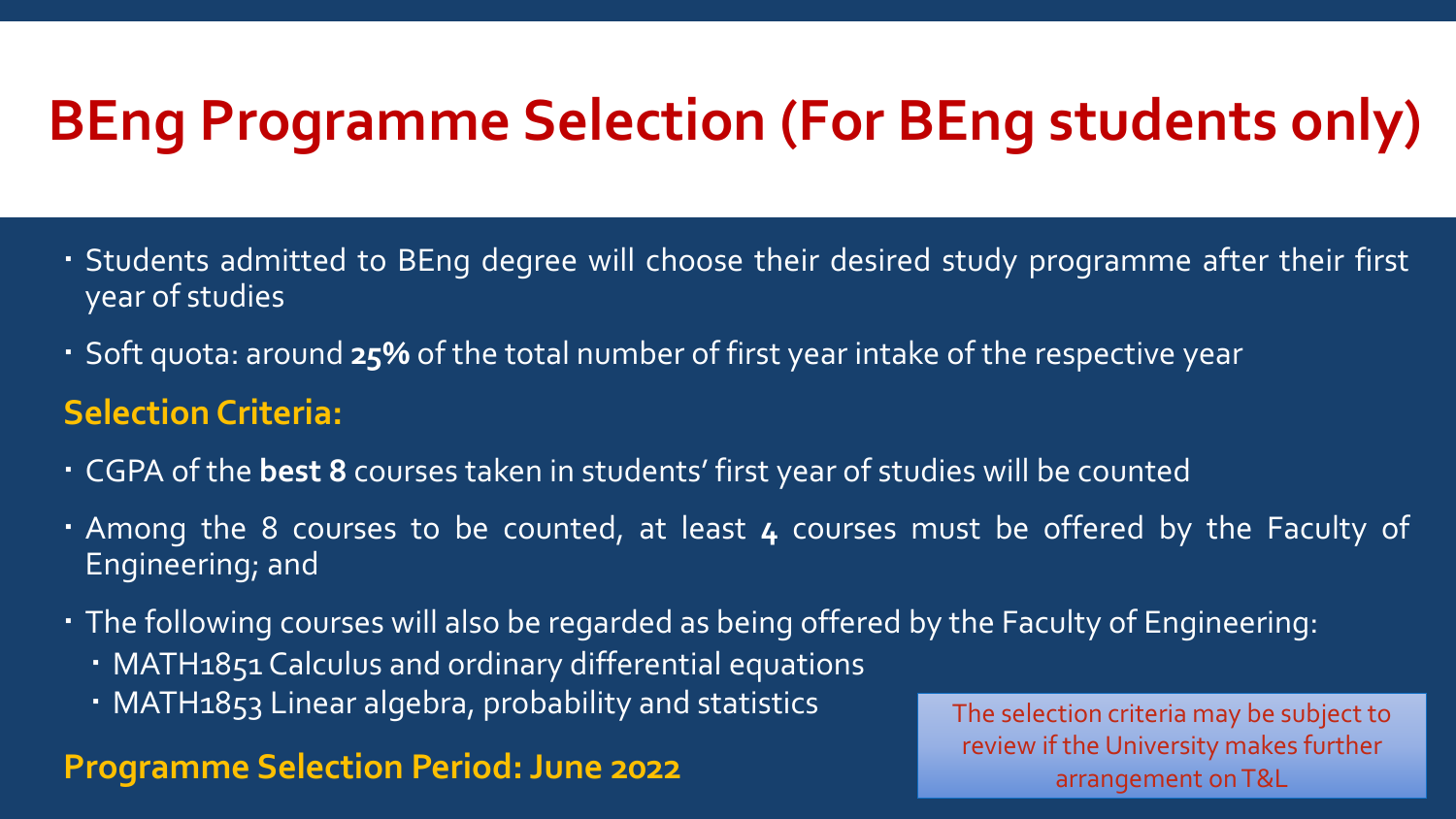# BEng Programme Selection (For BEng students only)

- Students admitted to BEng degree will choose their desired study programme after their first year of studies
- Soft quota: around **25%** of the total number of first year intake of the respective year

## Selection Criteria:

- CGPA of the **best 8** courses taken in students' first year of studies will be counted
- Among the 8 courses to be counted, at least **4** courses must be offered by the Faculty of Engineering; and
- The following courses will also be regarded as being offered by the Faculty of Engineering:
  - MATH1851 Calculus and ordinary differential equations
  - MATH1853 Linear algebra, probability and statistics

## Programme Selection Period: June 2022

The selection criteria may be subject to review if the University makes further arrangement on T&L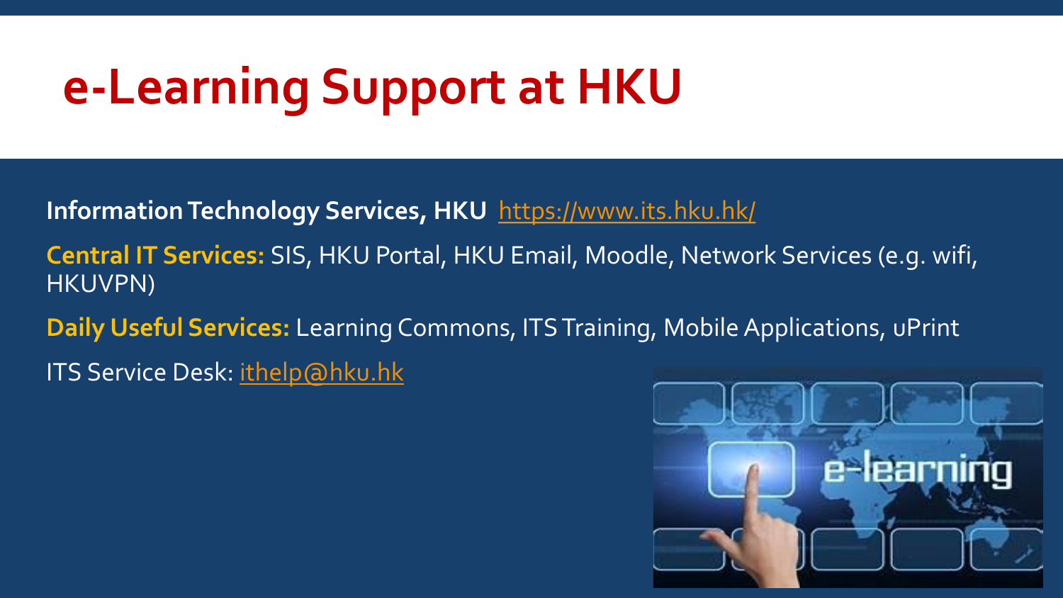# e-Learning Support at HKU

**Information Technology Services, HKU** https://www.its.hku.hk/

**Central IT Services:** SIS, HKU Portal, HKU Email, Moodle, Network Services (e.g. wifi, HKUVPN)

**Daily Useful Services:** Learning Commons, ITS Training, Mobile Applications, uPrint

ITS Service Desk: ithelp@hku.hk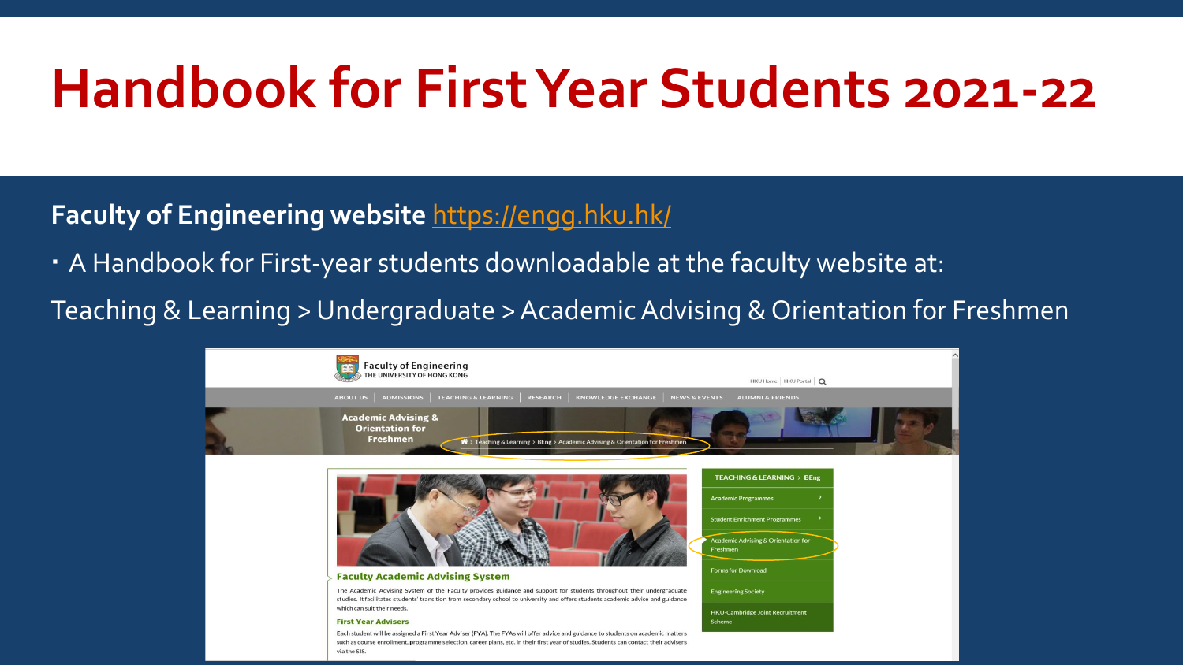# Handbook for First Year Students 2021-22

**Faculty of Engineering website** https://engg.hku.hk/

- A Handbook for First-year students downloadable at the faculty website at:

Teaching & Learning > Undergraduate > Academic Advising & Orientation for Freshmen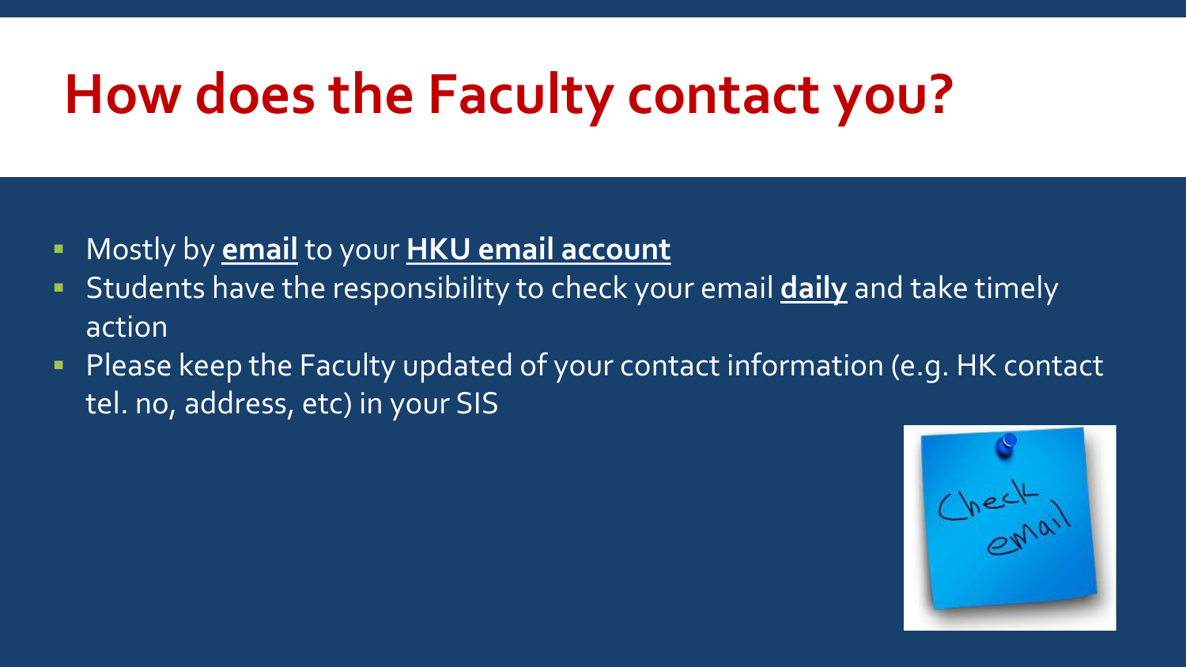# How does the Faculty contact you?

- Mostly by **email** to your **HKU email account**
- Students have the responsibility to check your email **daily** and take timely action
- Please keep the Faculty updated of your contact information (e.g. HK contact tel. no, address, etc) in your SIS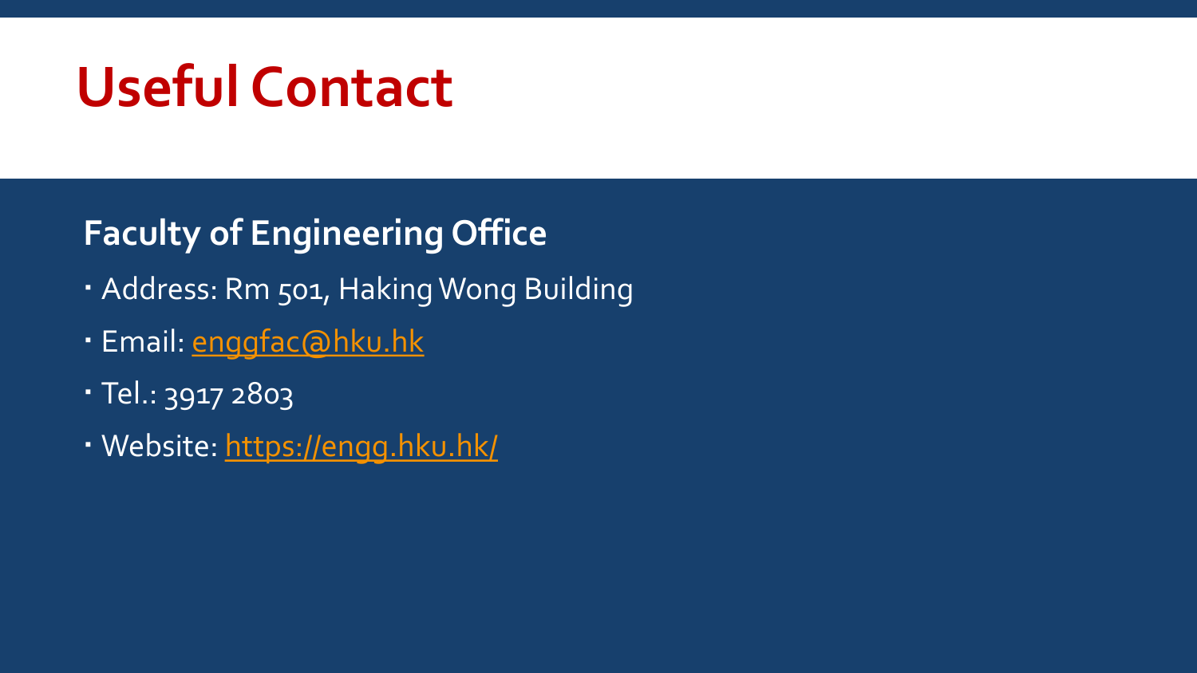# Useful Contact

## Faculty of Engineering Office

- Address: Rm 501, Haking Wong Building
- Email: enggfac@hku.hk
- Tel.: 3917 2803
- Website: https://engg.hku.hk/